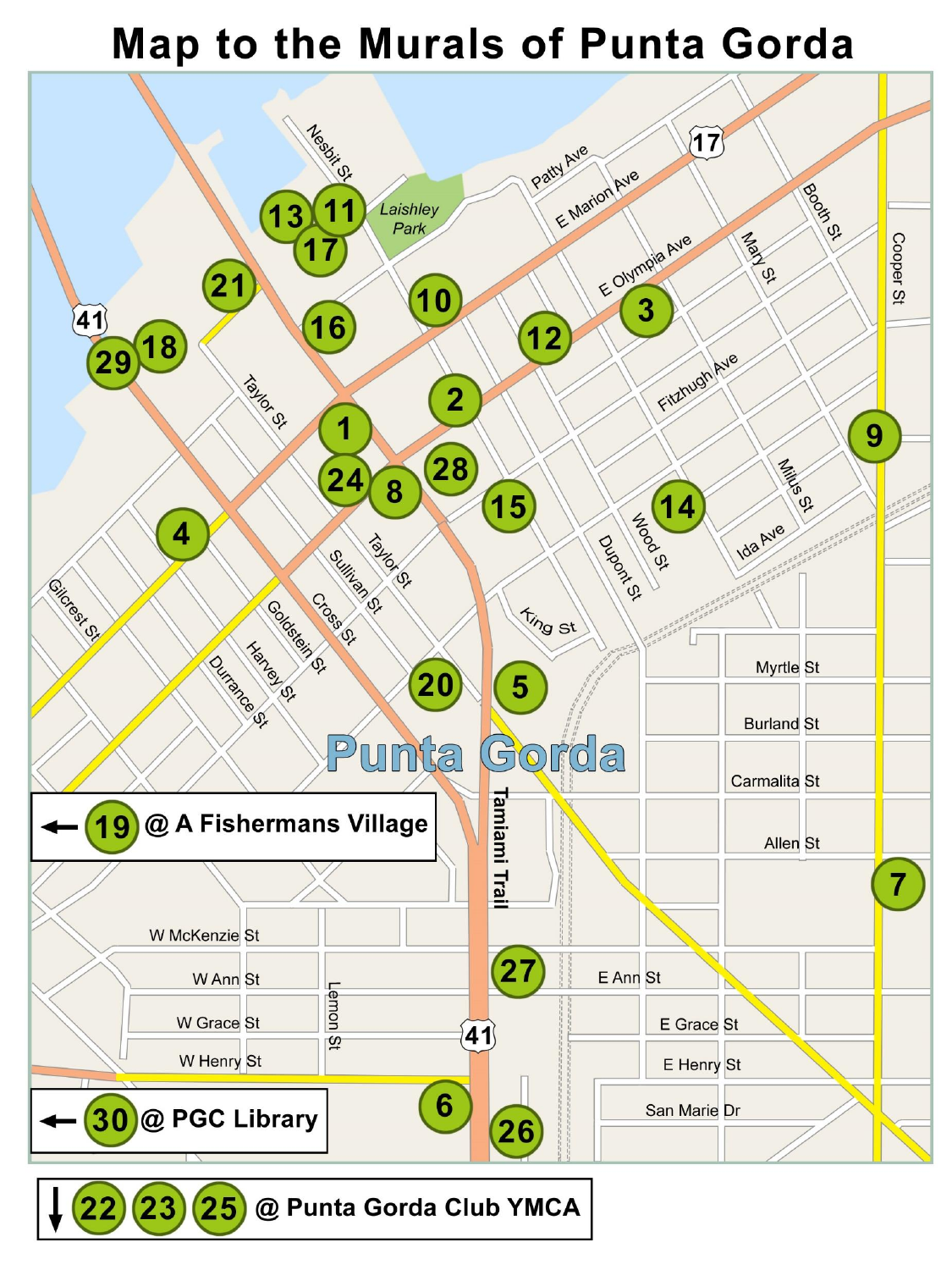# Map to the Murals of Punta Gorda

Nesbit St
Laishley Park
Patty Ave
E Marion Ave
E Olympia Ave
Booth St
Cooper St
Mary St
Fitzhugh Ave
Taylor St
Milus St
Ida Ave
Wood St
Dupont St
King St
Taylor St
Sullivan St
Cross St
Goldstein St
Harvey St
Durrance St
Gilcrest St
Myrtle St
Burland St
Carmalita St
Allen St
Punta Gorda
Tamiami Trail
W McKenzie St
W Ann St
W Grace St
W Henry St
Lemon St
E Ann St
E Grace St
E Henry St
San Marie Dr

17
41
41

1, 2, 3, 4, 5, 6, 7, 8, 9, 10, 11, 12, 13, 14, 15, 16, 17, 18, 20, 21, 24, 26, 27, 28, 29

← 19 @ A Fishermans Village

← 30 @ PGC Library

↓ 22 23 25 @ Punta Gorda Club YMCA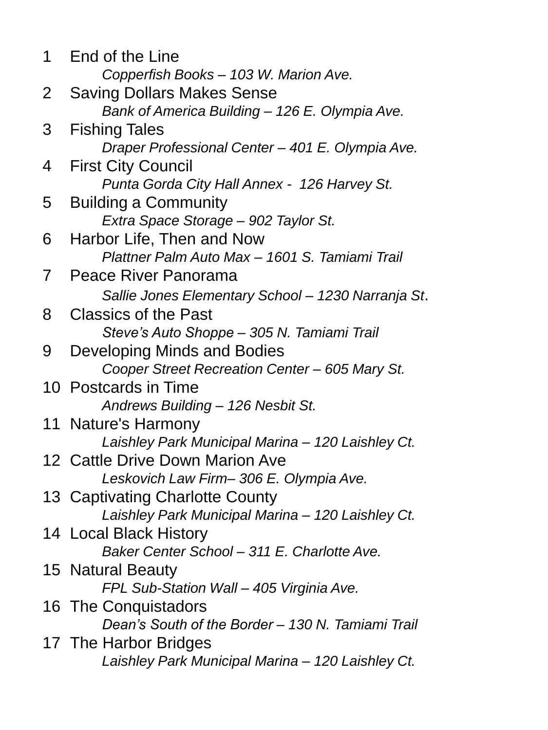1. End of the Line
   *Copperfish Books – 103 W. Marion Ave.*
2. Saving Dollars Makes Sense
   *Bank of America Building – 126 E. Olympia Ave.*
3. Fishing Tales
   *Draper Professional Center – 401 E. Olympia Ave.*
4. First City Council
   *Punta Gorda City Hall Annex - 126 Harvey St.*
5. Building a Community
   *Extra Space Storage – 902 Taylor St.*
6. Harbor Life, Then and Now
   *Plattner Palm Auto Max – 1601 S. Tamiami Trail*
7. Peace River Panorama
   *Sallie Jones Elementary School – 1230 Narranja St*.
8. Classics of the Past
   *Steve's Auto Shoppe – 305 N. Tamiami Trail*
9. Developing Minds and Bodies
   *Cooper Street Recreation Center – 605 Mary St.*
10. Postcards in Time
    *Andrews Building – 126 Nesbit St.*
11. Nature's Harmony
    *Laishley Park Municipal Marina – 120 Laishley Ct.*
12. Cattle Drive Down Marion Ave
    *Leskovich Law Firm– 306 E. Olympia Ave.*
13. Captivating Charlotte County
    *Laishley Park Municipal Marina – 120 Laishley Ct.*
14. Local Black History
    *Baker Center School – 311 E. Charlotte Ave.*
15. Natural Beauty
    *FPL Sub-Station Wall – 405 Virginia Ave.*
16. The Conquistadors
    *Dean's South of the Border – 130 N. Tamiami Trail*
17. The Harbor Bridges
    *Laishley Park Municipal Marina – 120 Laishley Ct.*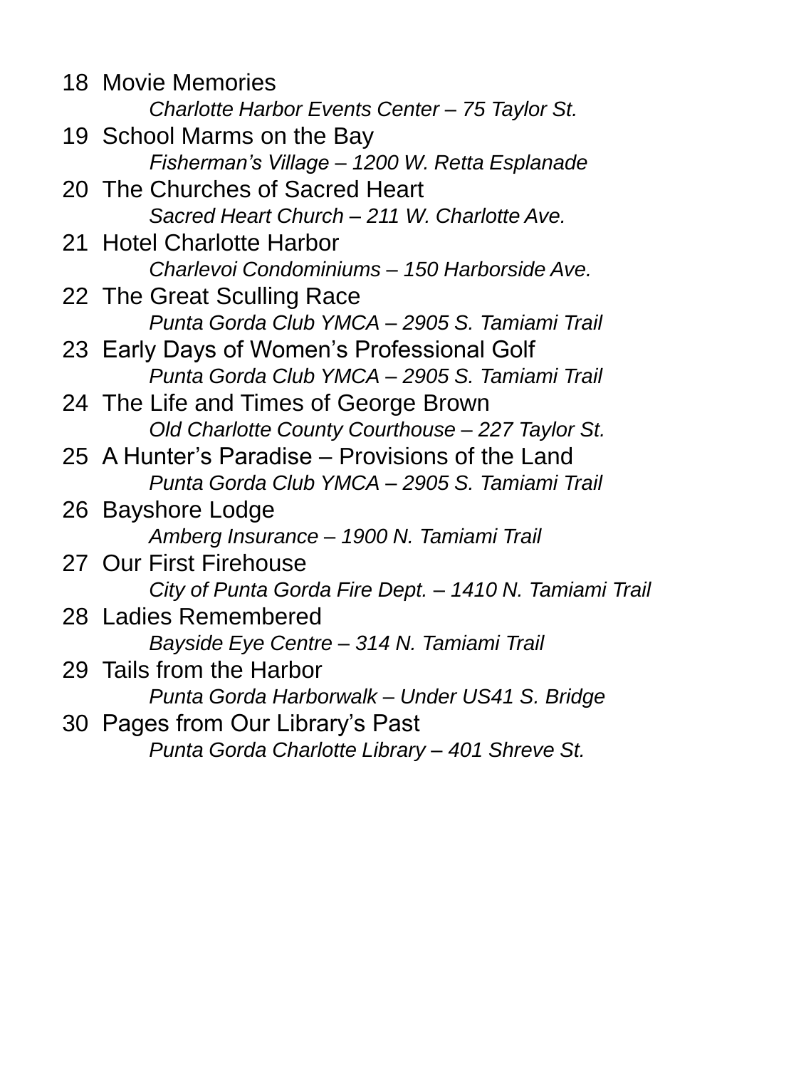18 Movie Memories
*Charlotte Harbor Events Center – 75 Taylor St.*

19 School Marms on the Bay
*Fisherman's Village – 1200 W. Retta Esplanade*

20 The Churches of Sacred Heart
*Sacred Heart Church – 211 W. Charlotte Ave.*

21 Hotel Charlotte Harbor
*Charlevoi Condominiums – 150 Harborside Ave.*

22 The Great Sculling Race
*Punta Gorda Club YMCA – 2905 S. Tamiami Trail*

23 Early Days of Women's Professional Golf
*Punta Gorda Club YMCA – 2905 S. Tamiami Trail*

24 The Life and Times of George Brown
*Old Charlotte County Courthouse – 227 Taylor St.*

25 A Hunter's Paradise – Provisions of the Land
*Punta Gorda Club YMCA – 2905 S. Tamiami Trail*

26 Bayshore Lodge
*Amberg Insurance – 1900 N. Tamiami Trail*

27 Our First Firehouse
*City of Punta Gorda Fire Dept. – 1410 N. Tamiami Trail*

28 Ladies Remembered
*Bayside Eye Centre – 314 N. Tamiami Trail*

29 Tails from the Harbor
*Punta Gorda Harborwalk – Under US41 S. Bridge*

30 Pages from Our Library's Past
*Punta Gorda Charlotte Library – 401 Shreve St.*